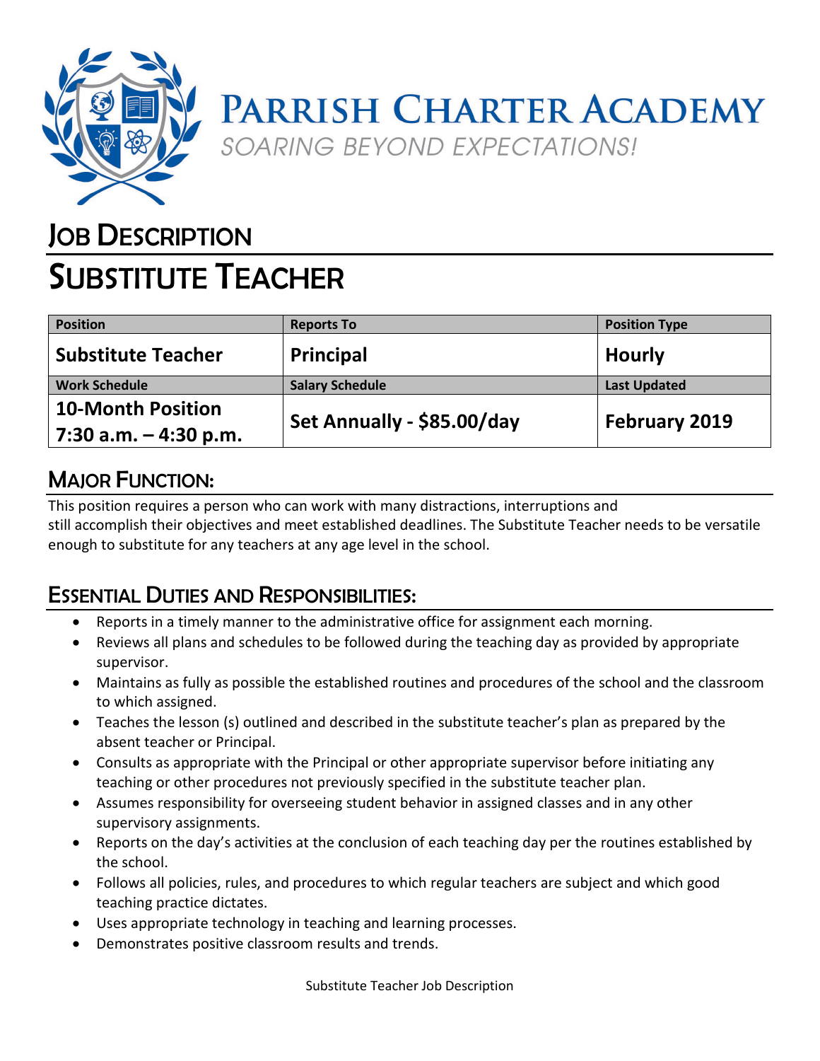# Parrish Charter Academy

*Soaring Beyond Expectations!*

## Job Description

# Substitute Teacher

| Position | Reports To | Position Type |
| --- | --- | --- |
| **Substitute Teacher** | **Principal** | **Hourly** |
| **Work Schedule** | **Salary Schedule** | **Last Updated** |
| **10-Month Position 7:30 a.m. – 4:30 p.m.** | **Set Annually - $85.00/day** | **February 2019** |

## Major Function:

This position requires a person who can work with many distractions, interruptions and still accomplish their objectives and meet established deadlines. The Substitute Teacher needs to be versatile enough to substitute for any teachers at any age level in the school.

## Essential Duties and Responsibilities:

- Reports in a timely manner to the administrative office for assignment each morning.
- Reviews all plans and schedules to be followed during the teaching day as provided by appropriate supervisor.
- Maintains as fully as possible the established routines and procedures of the school and the classroom to which assigned.
- Teaches the lesson (s) outlined and described in the substitute teacher's plan as prepared by the absent teacher or Principal.
- Consults as appropriate with the Principal or other appropriate supervisor before initiating any teaching or other procedures not previously specified in the substitute teacher plan.
- Assumes responsibility for overseeing student behavior in assigned classes and in any other supervisory assignments.
- Reports on the day's activities at the conclusion of each teaching day per the routines established by the school.
- Follows all policies, rules, and procedures to which regular teachers are subject and which good teaching practice dictates.
- Uses appropriate technology in teaching and learning processes.
- Demonstrates positive classroom results and trends.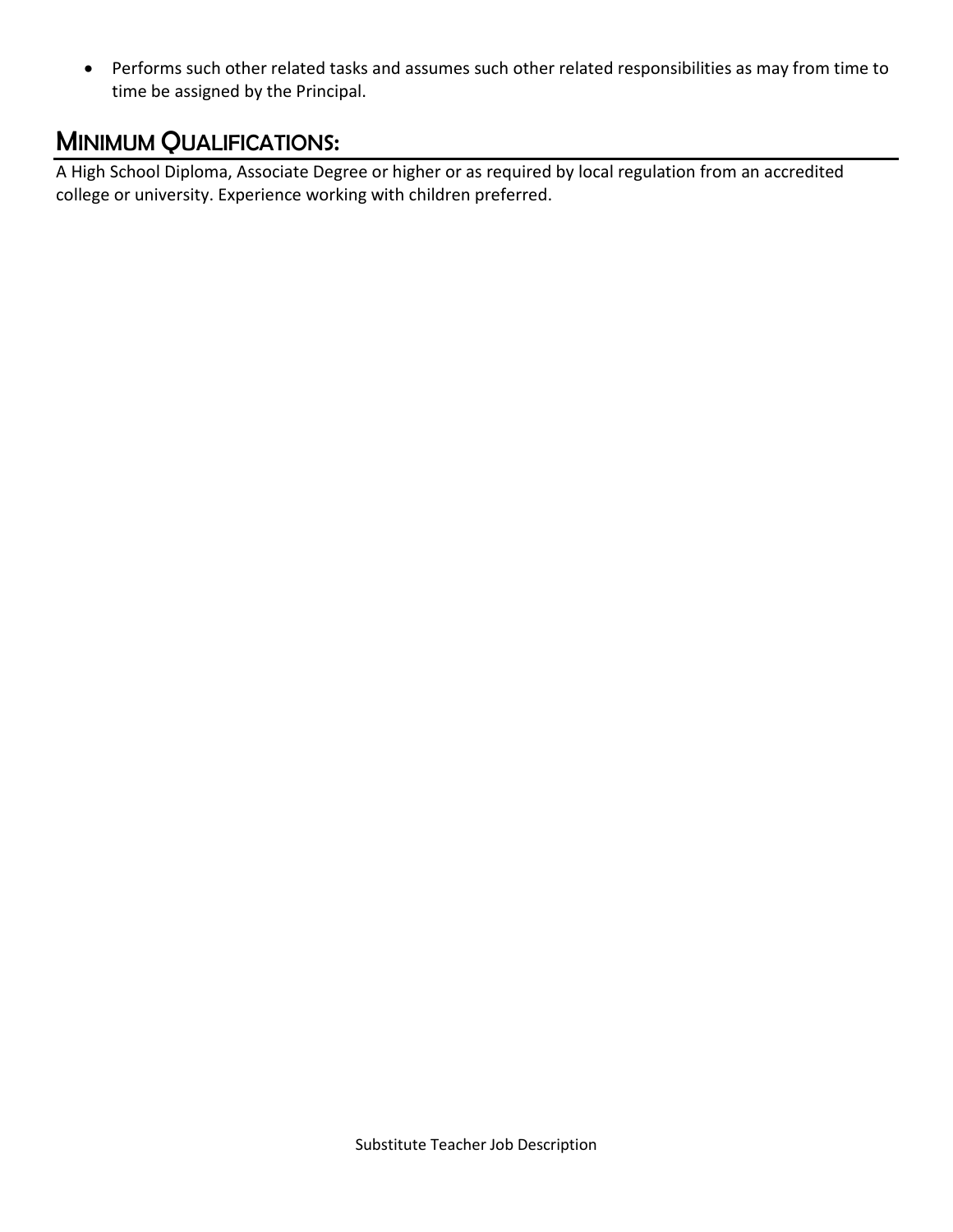- Performs such other related tasks and assumes such other related responsibilities as may from time to time be assigned by the Principal.

## MINIMUM QUALIFICATIONS:

A High School Diploma, Associate Degree or higher or as required by local regulation from an accredited college or university. Experience working with children preferred.